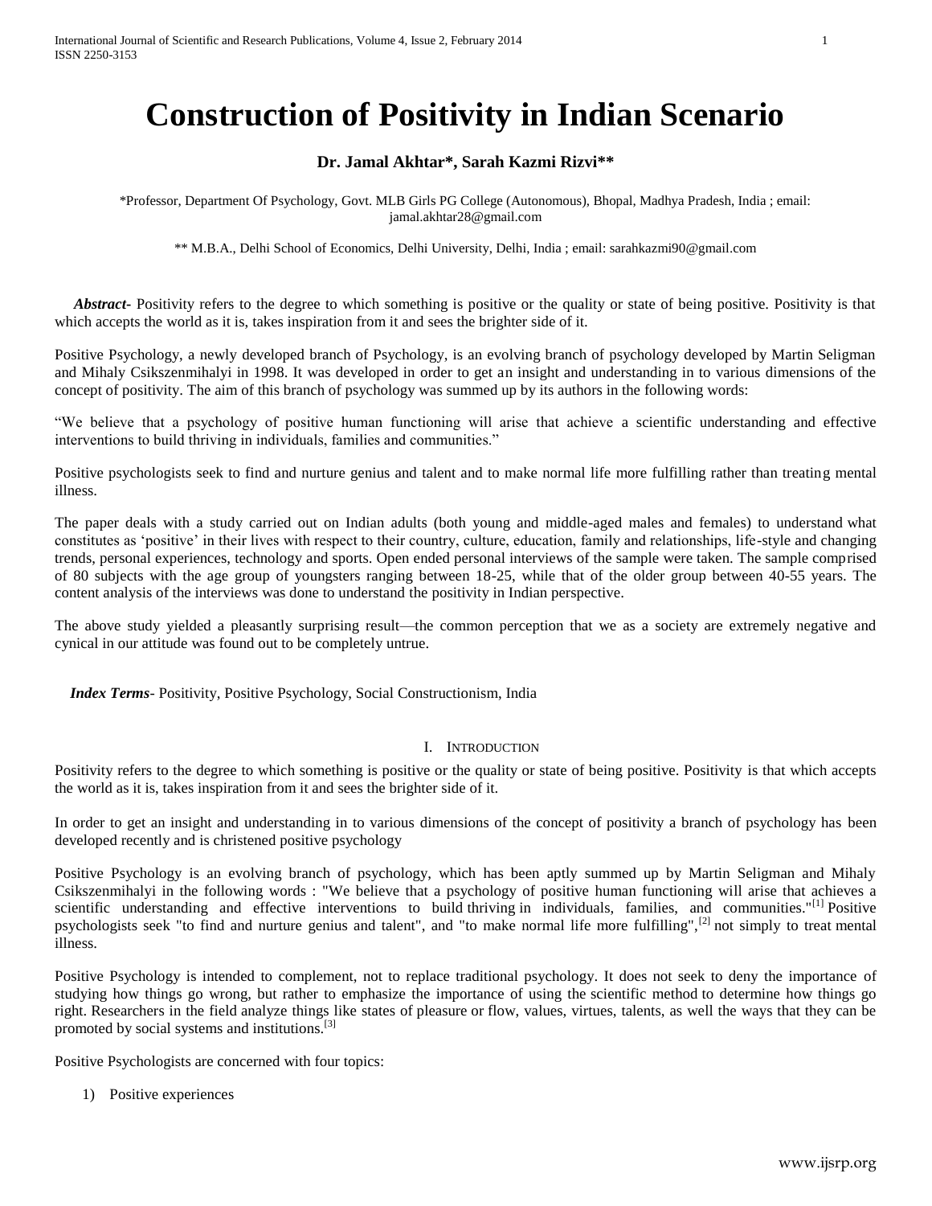# Construction of Positivity in Indian Scenario

**Dr. Jamal Akhtar\*, Sarah Kazmi Rizvi\*\***

\*Professor, Department Of Psychology, Govt. MLB Girls PG College (Autonomous), Bhopal, Madhya Pradesh, India ; email: jamal.akhtar28@gmail.com

\*\* M.B.A., Delhi School of Economics, Delhi University, Delhi, India ; email: sarahkazmi90@gmail.com

***Abstract-*** Positivity refers to the degree to which something is positive or the quality or state of being positive. Positivity is that which accepts the world as it is, takes inspiration from it and sees the brighter side of it.

Positive Psychology, a newly developed branch of Psychology, is an evolving branch of psychology developed by Martin Seligman and Mihaly Csikszenmihalyi in 1998. It was developed in order to get an insight and understanding in to various dimensions of the concept of positivity. The aim of this branch of psychology was summed up by its authors in the following words:

"We believe that a psychology of positive human functioning will arise that achieve a scientific understanding and effective interventions to build thriving in individuals, families and communities."

Positive psychologists seek to find and nurture genius and talent and to make normal life more fulfilling rather than treating mental illness.

The paper deals with a study carried out on Indian adults (both young and middle-aged males and females) to understand what constitutes as 'positive' in their lives with respect to their country, culture, education, family and relationships, life-style and changing trends, personal experiences, technology and sports. Open ended personal interviews of the sample were taken. The sample comprised of 80 subjects with the age group of youngsters ranging between 18-25, while that of the older group between 40-55 years. The content analysis of the interviews was done to understand the positivity in Indian perspective.

The above study yielded a pleasantly surprising result—the common perception that we as a society are extremely negative and cynical in our attitude was found out to be completely untrue.

***Index Terms-*** Positivity, Positive Psychology, Social Constructionism, India

## I. Introduction

Positivity refers to the degree to which something is positive or the quality or state of being positive. Positivity is that which accepts the world as it is, takes inspiration from it and sees the brighter side of it.

In order to get an insight and understanding in to various dimensions of the concept of positivity a branch of psychology has been developed recently and is christened positive psychology

Positive Psychology is an evolving branch of psychology, which has been aptly summed up by Martin Seligman and Mihaly Csikszenmihalyi in the following words : "We believe that a psychology of positive human functioning will arise that achieves a scientific understanding and effective interventions to build thriving in individuals, families, and communities."[1] Positive psychologists seek "to find and nurture genius and talent", and "to make normal life more fulfilling",[2] not simply to treat mental illness.

Positive Psychology is intended to complement, not to replace traditional psychology. It does not seek to deny the importance of studying how things go wrong, but rather to emphasize the importance of using the scientific method to determine how things go right. Researchers in the field analyze things like states of pleasure or flow, values, virtues, talents, as well the ways that they can be promoted by social systems and institutions.[3]

Positive Psychologists are concerned with four topics:

1) Positive experiences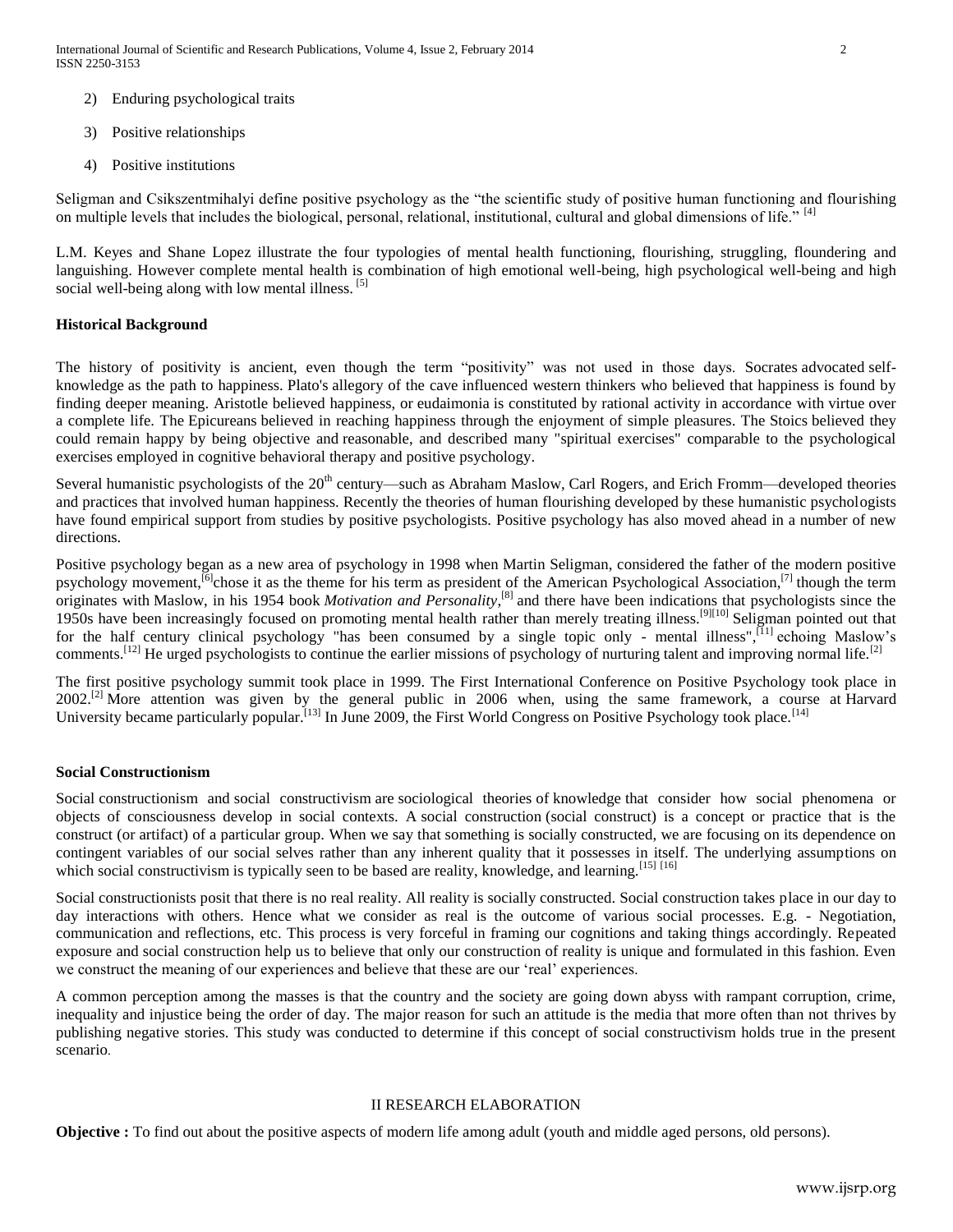2) Enduring psychological traits
3) Positive relationships
4) Positive institutions

Seligman and Csikszentmihalyi define positive psychology as the "the scientific study of positive human functioning and flourishing on multiple levels that includes the biological, personal, relational, institutional, cultural and global dimensions of life." [4]

L.M. Keyes and Shane Lopez illustrate the four typologies of mental health functioning, flourishing, struggling, floundering and languishing. However complete mental health is combination of high emotional well-being, high psychological well-being and high social well-being along with low mental illness. [5]

**Historical Background**

The history of positivity is ancient, even though the term "positivity" was not used in those days. Socrates advocated self-knowledge as the path to happiness. Plato's allegory of the cave influenced western thinkers who believed that happiness is found by finding deeper meaning. Aristotle believed happiness, or eudaimonia is constituted by rational activity in accordance with virtue over a complete life. The Epicureans believed in reaching happiness through the enjoyment of simple pleasures. The Stoics believed they could remain happy by being objective and reasonable, and described many "spiritual exercises" comparable to the psychological exercises employed in cognitive behavioral therapy and positive psychology.

Several humanistic psychologists of the 20th century—such as Abraham Maslow, Carl Rogers, and Erich Fromm—developed theories and practices that involved human happiness. Recently the theories of human flourishing developed by these humanistic psychologists have found empirical support from studies by positive psychologists. Positive psychology has also moved ahead in a number of new directions.

Positive psychology began as a new area of psychology in 1998 when Martin Seligman, considered the father of the modern positive psychology movement,[6]chose it as the theme for his term as president of the American Psychological Association,[7] though the term originates with Maslow, in his 1954 book *Motivation and Personality*,[8] and there have been indications that psychologists since the 1950s have been increasingly focused on promoting mental health rather than merely treating illness.[9][10] Seligman pointed out that for the half century clinical psychology "has been consumed by a single topic only - mental illness",[11] echoing Maslow's comments.[12] He urged psychologists to continue the earlier missions of psychology of nurturing talent and improving normal life.[2]

The first positive psychology summit took place in 1999. The First International Conference on Positive Psychology took place in 2002.[2] More attention was given by the general public in 2006 when, using the same framework, a course at Harvard University became particularly popular.[13] In June 2009, the First World Congress on Positive Psychology took place.[14]

**Social Constructionism**

Social constructionism and social constructivism are sociological theories of knowledge that consider how social phenomena or objects of consciousness develop in social contexts. A social construction (social construct) is a concept or practice that is the construct (or artifact) of a particular group. When we say that something is socially constructed, we are focusing on its dependence on contingent variables of our social selves rather than any inherent quality that it possesses in itself. The underlying assumptions on which social constructivism is typically seen to be based are reality, knowledge, and learning.[15] [16]

Social constructionists posit that there is no real reality. All reality is socially constructed. Social construction takes place in our day to day interactions with others. Hence what we consider as real is the outcome of various social processes. E.g. - Negotiation, communication and reflections, etc. This process is very forceful in framing our cognitions and taking things accordingly. Repeated exposure and social construction help us to believe that only our construction of reality is unique and formulated in this fashion. Even we construct the meaning of our experiences and believe that these are our 'real' experiences.

A common perception among the masses is that the country and the society are going down abyss with rampant corruption, crime, inequality and injustice being the order of day. The major reason for such an attitude is the media that more often than not thrives by publishing negative stories. This study was conducted to determine if this concept of social constructivism holds true in the present scenario.

## II RESEARCH ELABORATION

**Objective :** To find out about the positive aspects of modern life among adult (youth and middle aged persons, old persons).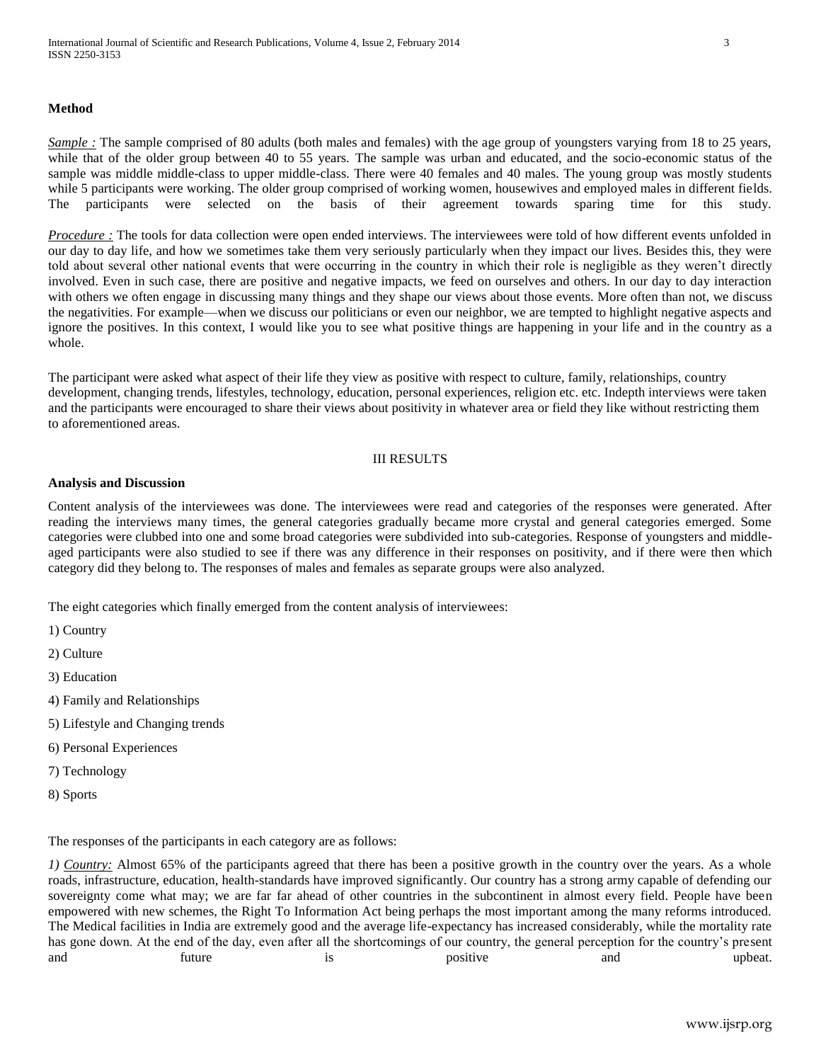### Method

***Sample :*** The sample comprised of 80 adults (both males and females) with the age group of youngsters varying from 18 to 25 years, while that of the older group between 40 to 55 years. The sample was urban and educated, and the socio-economic status of the sample was middle middle-class to upper middle-class. There were 40 females and 40 males. The young group was mostly students while 5 participants were working. The older group comprised of working women, housewives and employed males in different fields. The participants were selected on the basis of their agreement towards sparing time for this study.

***Procedure :*** The tools for data collection were open ended interviews. The interviewees were told of how different events unfolded in our day to day life, and how we sometimes take them very seriously particularly when they impact our lives. Besides this, they were told about several other national events that were occurring in the country in which their role is negligible as they weren't directly involved. Even in such case, there are positive and negative impacts, we feed on ourselves and others. In our day to day interaction with others we often engage in discussing many things and they shape our views about those events. More often than not, we discuss the negativities. For example—when we discuss our politicians or even our neighbor, we are tempted to highlight negative aspects and ignore the positives. In this context, I would like you to see what positive things are happening in your life and in the country as a whole.

The participant were asked what aspect of their life they view as positive with respect to culture, family, relationships, country development, changing trends, lifestyles, technology, education, personal experiences, religion etc. etc. Indepth interviews were taken and the participants were encouraged to share their views about positivity in whatever area or field they like without restricting them to aforementioned areas.

## III RESULTS

### Analysis and Discussion

Content analysis of the interviewees was done. The interviewees were read and categories of the responses were generated. After reading the interviews many times, the general categories gradually became more crystal and general categories emerged. Some categories were clubbed into one and some broad categories were subdivided into sub-categories. Response of youngsters and middle-aged participants were also studied to see if there was any difference in their responses on positivity, and if there were then which category did they belong to. The responses of males and females as separate groups were also analyzed.

The eight categories which finally emerged from the content analysis of interviewees:

1) Country

2) Culture

3) Education

4) Family and Relationships

5) Lifestyle and Changing trends

6) Personal Experiences

7) Technology

8) Sports

The responses of the participants in each category are as follows:

*1) Country:* Almost 65% of the participants agreed that there has been a positive growth in the country over the years. As a whole roads, infrastructure, education, health-standards have improved significantly. Our country has a strong army capable of defending our sovereignty come what may; we are far far ahead of other countries in the subcontinent in almost every field. People have been empowered with new schemes, the Right To Information Act being perhaps the most important among the many reforms introduced. The Medical facilities in India are extremely good and the average life-expectancy has increased considerably, while the mortality rate has gone down. At the end of the day, even after all the shortcomings of our country, the general perception for the country's present and future is positive and upbeat.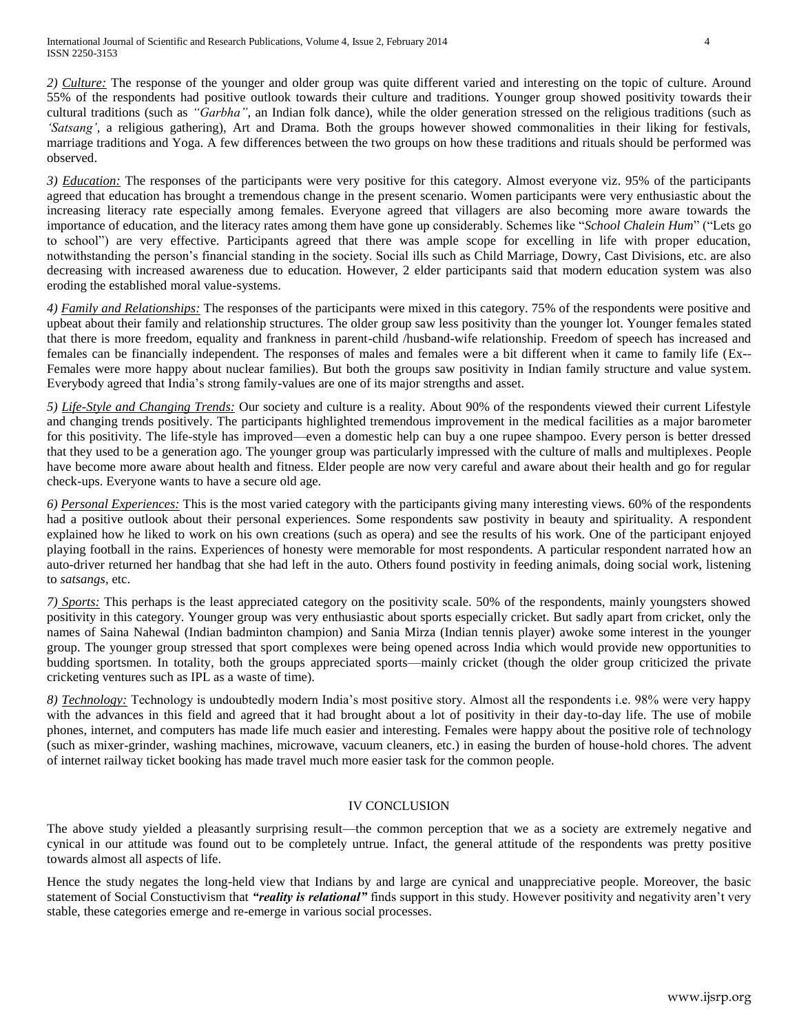*2) <u>Culture:</u>* The response of the younger and older group was quite different varied and interesting on the topic of culture. Around 55% of the respondents had positive outlook towards their culture and traditions. Younger group showed positivity towards their cultural traditions (such as *"Garbha"*, an Indian folk dance), while the older generation stressed on the religious traditions (such as *'Satsang'*, a religious gathering), Art and Drama. Both the groups however showed commonalities in their liking for festivals, marriage traditions and Yoga. A few differences between the two groups on how these traditions and rituals should be performed was observed.

*3) <u>Education:</u>* The responses of the participants were very positive for this category. Almost everyone viz. 95% of the participants agreed that education has brought a tremendous change in the present scenario. Women participants were very enthusiastic about the increasing literacy rate especially among females. Everyone agreed that villagers are also becoming more aware towards the importance of education, and the literacy rates among them have gone up considerably. Schemes like "*School Chalein Hum*" ("Lets go to school") are very effective. Participants agreed that there was ample scope for excelling in life with proper education, notwithstanding the person's financial standing in the society. Social ills such as Child Marriage, Dowry, Cast Divisions, etc. are also decreasing with increased awareness due to education. However, 2 elder participants said that modern education system was also eroding the established moral value-systems.

*4) <u>Family and Relationships:</u>* The responses of the participants were mixed in this category. 75% of the respondents were positive and upbeat about their family and relationship structures. The older group saw less positivity than the younger lot. Younger females stated that there is more freedom, equality and frankness in parent-child /husband-wife relationship. Freedom of speech has increased and females can be financially independent. The responses of males and females were a bit different when it came to family life (Ex--Females were more happy about nuclear families). But both the groups saw positivity in Indian family structure and value system. Everybody agreed that India's strong family-values are one of its major strengths and asset.

*5) <u>Life-Style and Changing Trends:</u>* Our society and culture is a reality. About 90% of the respondents viewed their current Lifestyle and changing trends positively. The participants highlighted tremendous improvement in the medical facilities as a major barometer for this positivity. The life-style has improved—even a domestic help can buy a one rupee shampoo. Every person is better dressed that they used to be a generation ago. The younger group was particularly impressed with the culture of malls and multiplexes. People have become more aware about health and fitness. Elder people are now very careful and aware about their health and go for regular check-ups. Everyone wants to have a secure old age.

*6) <u>Personal Experiences:</u>* This is the most varied category with the participants giving many interesting views. 60% of the respondents had a positive outlook about their personal experiences. Some respondents saw postivity in beauty and spirituality. A respondent explained how he liked to work on his own creations (such as opera) and see the results of his work. One of the participant enjoyed playing football in the rains. Experiences of honesty were memorable for most respondents. A particular respondent narrated how an auto-driver returned her handbag that she had left in the auto. Others found postivity in feeding animals, doing social work, listening to *satsangs*, etc.

*7) <u>Sports:</u>* This perhaps is the least appreciated category on the positivity scale. 50% of the respondents, mainly youngsters showed positivity in this category. Younger group was very enthusiastic about sports especially cricket. But sadly apart from cricket, only the names of Saina Nahewal (Indian badminton champion) and Sania Mirza (Indian tennis player) awoke some interest in the younger group. The younger group stressed that sport complexes were being opened across India which would provide new opportunities to budding sportsmen. In totality, both the groups appreciated sports—mainly cricket (though the older group criticized the private cricketing ventures such as IPL as a waste of time).

*8) <u>Technology:</u>* Technology is undoubtedly modern India's most positive story. Almost all the respondents i.e. 98% were very happy with the advances in this field and agreed that it had brought about a lot of positivity in their day-to-day life. The use of mobile phones, internet, and computers has made life much easier and interesting. Females were happy about the positive role of technology (such as mixer-grinder, washing machines, microwave, vacuum cleaners, etc.) in easing the burden of house-hold chores. The advent of internet railway ticket booking has made travel much more easier task for the common people.

## IV CONCLUSION

The above study yielded a pleasantly surprising result—the common perception that we as a society are extremely negative and cynical in our attitude was found out to be completely untrue. Infact, the general attitude of the respondents was pretty positive towards almost all aspects of life.

Hence the study negates the long-held view that Indians by and large are cynical and unappreciative people. Moreover, the basic statement of Social Constuctivism that ***"reality is relational"*** finds support in this study. However positivity and negativity aren't very stable, these categories emerge and re-emerge in various social processes.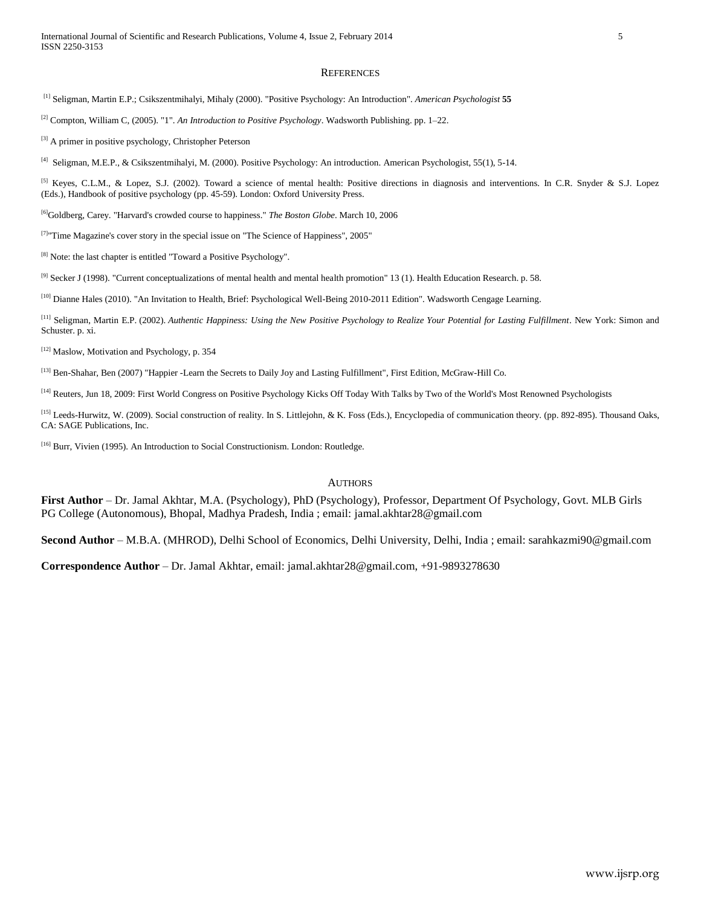## REFERENCES

[1] Seligman, Martin E.P.; Csikszentmihalyi, Mihaly (2000). "Positive Psychology: An Introduction". *American Psychologist* **55**

[2] Compton, William C, (2005). "1". *An Introduction to Positive Psychology*. Wadsworth Publishing. pp. 1–22.

[3] A primer in positive psychology, Christopher Peterson

[4] Seligman, M.E.P., & Csikszentmihalyi, M. (2000). Positive Psychology: An introduction. American Psychologist, 55(1), 5-14.

[5] Keyes, C.L.M., & Lopez, S.J. (2002). Toward a science of mental health: Positive directions in diagnosis and interventions. In C.R. Snyder & S.J. Lopez (Eds.), Handbook of positive psychology (pp. 45-59). London: Oxford University Press.

[6] Goldberg, Carey. "Harvard's crowded course to happiness." *The Boston Globe*. March 10, 2006

[7] "Time Magazine's cover story in the special issue on "The Science of Happiness", 2005"

[8] Note: the last chapter is entitled "Toward a Positive Psychology".

[9] Secker J (1998). "Current conceptualizations of mental health and mental health promotion" 13 (1). Health Education Research. p. 58.

[10] Dianne Hales (2010). "An Invitation to Health, Brief: Psychological Well-Being 2010-2011 Edition". Wadsworth Cengage Learning.

[11] Seligman, Martin E.P. (2002). *Authentic Happiness: Using the New Positive Psychology to Realize Your Potential for Lasting Fulfillment*. New York: Simon and Schuster. p. xi.

[12] Maslow, Motivation and Psychology, p. 354

[13] Ben-Shahar, Ben (2007) "Happier -Learn the Secrets to Daily Joy and Lasting Fulfillment", First Edition, McGraw-Hill Co.

[14] Reuters, Jun 18, 2009: First World Congress on Positive Psychology Kicks Off Today With Talks by Two of the World's Most Renowned Psychologists

[15] Leeds-Hurwitz, W. (2009). Social construction of reality. In S. Littlejohn, & K. Foss (Eds.), Encyclopedia of communication theory. (pp. 892-895). Thousand Oaks, CA: SAGE Publications, Inc.

[16] Burr, Vivien (1995). An Introduction to Social Constructionism. London: Routledge.

## AUTHORS

**First Author** – Dr. Jamal Akhtar, M.A. (Psychology), PhD (Psychology), Professor, Department Of Psychology, Govt. MLB Girls PG College (Autonomous), Bhopal, Madhya Pradesh, India ; email: jamal.akhtar28@gmail.com

**Second Author** – M.B.A. (MHROD), Delhi School of Economics, Delhi University, Delhi, India ; email: sarahkazmi90@gmail.com

**Correspondence Author** – Dr. Jamal Akhtar, email: jamal.akhtar28@gmail.com, +91-9893278630